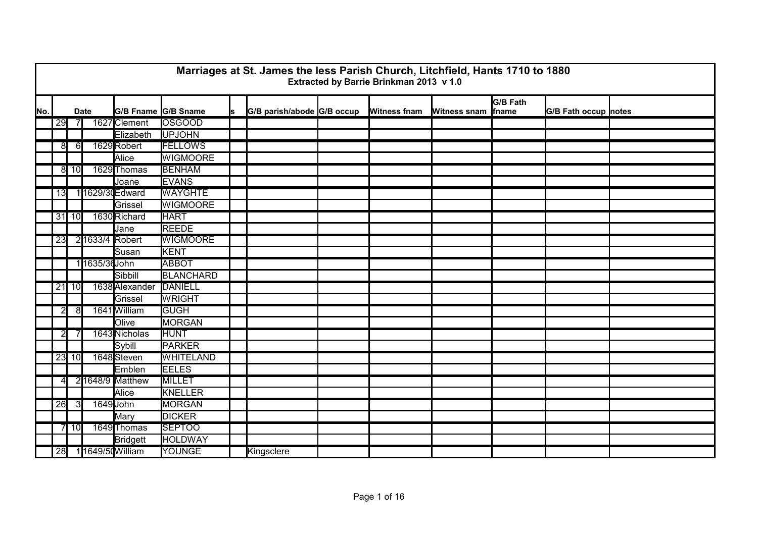# Marriages at St. James the less Parish Church, Litchfield, Hants 1710 to 1880

**Extracted by Barrie Brinkman 2013 v 1.0**

| No. | Date | | | G/B Fname | G/B Sname | s | G/B parish/abode | G/B occup | Witness fnam | Witness snam | G/B Fath fname | G/B Fath occup | notes |
|---|---|---|---|---|---|---|---|---|---|---|---|---|---|
| | 29 | 7 | 1627 | Clement | OSGOOD | | | | | | | | |
| | | | | Elizabeth | UPJOHN | | | | | | | | |
| | 8 | 6 | 1629 | Robert | FELLOWS | | | | | | | | |
| | | | | Alice | WIGMOORE | | | | | | | | |
| | 8 | 10 | 1629 | Thomas | BENHAM | | | | | | | | |
| | | | | Joane | EVANS | | | | | | | | |
| | 13 | 1 | 1629/30 | Edward | WAYGHTE | | | | | | | | |
| | | | | Grissel | WIGMOORE | | | | | | | | |
| | 31 | 10 | 1630 | Richard | HART | | | | | | | | |
| | | | | Jane | REEDE | | | | | | | | |
| | 23 | 2 | 1633/4 | Robert | WIGMOORE | | | | | | | | |
| | | | | Susan | KENT | | | | | | | | |
| | | 1 | 1635/36 | John | ABBOT | | | | | | | | |
| | | | | Sibbill | BLANCHARD | | | | | | | | |
| | 21 | 10 | 1638 | Alexander | DANIELL | | | | | | | | |
| | | | | Grissel | WRIGHT | | | | | | | | |
| | 2 | 8 | 1641 | William | GUGH | | | | | | | | |
| | | | | Olive | MORGAN | | | | | | | | |
| | 2 | 7 | 1643 | Nicholas | HUNT | | | | | | | | |
| | | | | Sybill | PARKER | | | | | | | | |
| | 23 | 10 | 1648 | Steven | WHITELAND | | | | | | | | |
| | | | | Emblen | EELES | | | | | | | | |
| | 4 | 2 | 1648/9 | Matthew | MILLET | | | | | | | | |
| | | | | Alice | KNELLER | | | | | | | | |
| | 26 | 3 | 1649 | John | MORGAN | | | | | | | | |
| | | | | Mary | DICKER | | | | | | | | |
| | 7 | 10 | 1649 | Thomas | SEPTOO | | | | | | | | |
| | | | | Bridgett | HOLDWAY | | | | | | | | |
| | 28 | 1 | 1649/50 | William | YOUNGE | | Kingsclere | | | | | | |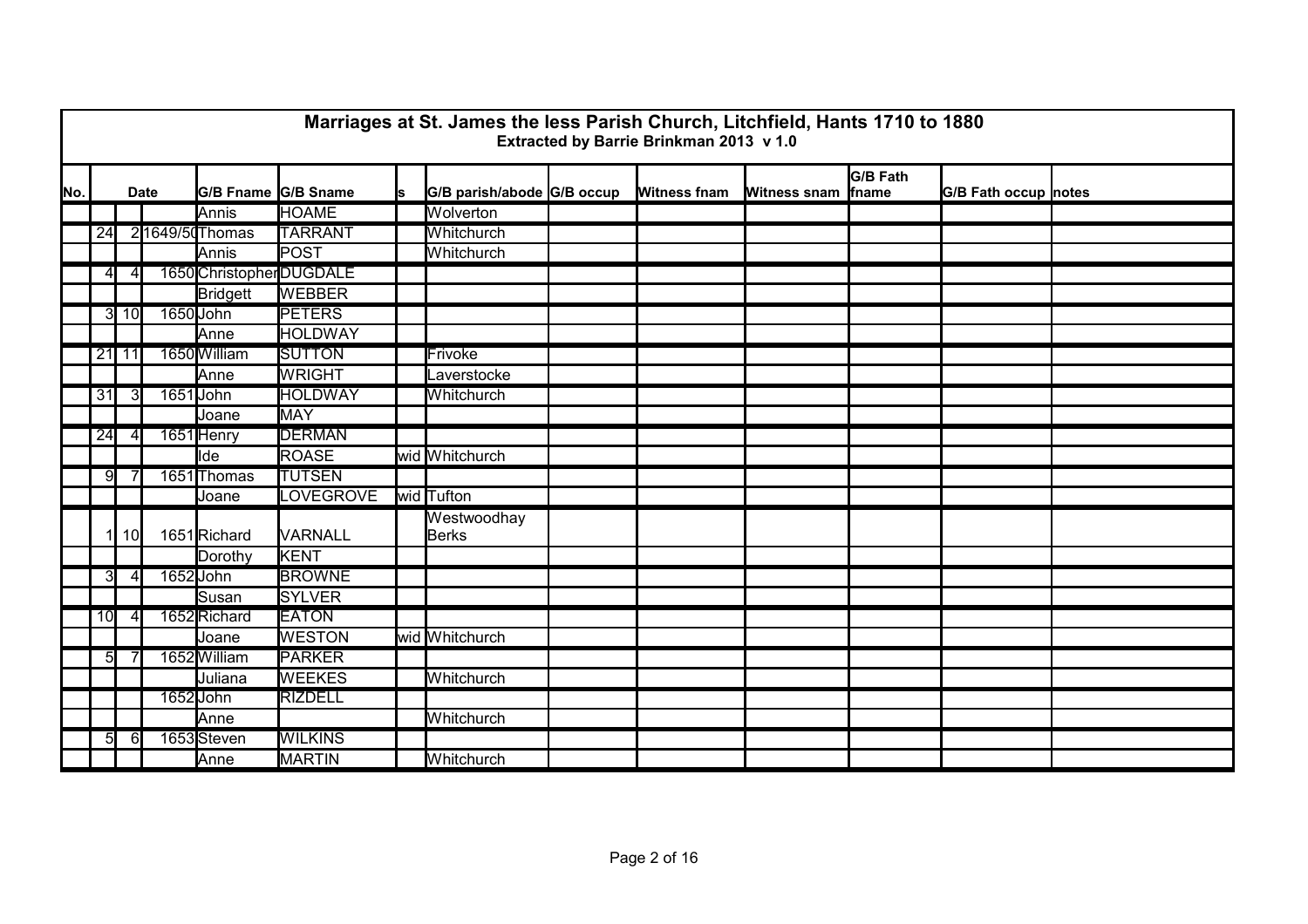## Marriages at St. James the less Parish Church, Litchfield, Hants 1710 to 1880

**Extracted by Barrie Brinkman 2013 v 1.0**

| No. | Date | | | G/B Fname | G/B Sname | s | G/B parish/abode | G/B occup | Witness fnam | Witness snam | G/B Fath fname | G/B Fath occup | notes |
|---|---|---|---|---|---|---|---|---|---|---|---|---|---|
| | | | | Annis | HOAME | | Wolverton | | | | | | |
| | 24 | 2 | 1649/50 | Thomas | TARRANT | | Whitchurch | | | | | | |
| | | | | Annis | POST | | Whitchurch | | | | | | |
| | 4 | 4 | 1650 | Christopher | DUGDALE | | | | | | | | |
| | | | | Bridgett | WEBBER | | | | | | | | |
| | 3 | 10 | 1650 | John | PETERS | | | | | | | | |
| | | | | Anne | HOLDWAY | | | | | | | | |
| | 21 | 11 | 1650 | William | SUTTON | | Frivoke | | | | | | |
| | | | | Anne | WRIGHT | | Laverstocke | | | | | | |
| | 31 | 3 | 1651 | John | HOLDWAY | | Whitchurch | | | | | | |
| | | | | Joane | MAY | | | | | | | | |
| | 24 | 4 | 1651 | Henry | DERMAN | | | | | | | | |
| | | | | Ide | ROASE | wid | Whitchurch | | | | | | |
| | 9 | 7 | 1651 | Thomas | TUTSEN | | | | | | | | |
| | | | | Joane | LOVEGROVE | wid | Tufton | | | | | | |
| | 1 | 10 | 1651 | Richard | VARNALL | | Westwoodhay Berks | | | | | | |
| | | | | Dorothy | KENT | | | | | | | | |
| | 3 | 4 | 1652 | John | BROWNE | | | | | | | | |
| | | | | Susan | SYLVER | | | | | | | | |
| | 10 | 4 | 1652 | Richard | EATON | | | | | | | | |
| | | | | Joane | WESTON | wid | Whitchurch | | | | | | |
| | 5 | 7 | 1652 | William | PARKER | | | | | | | | |
| | | | | Juliana | WEEKES | | Whitchurch | | | | | | |
| | | | 1652 | John | RIZDELL | | | | | | | | |
| | | | | Anne | | | Whitchurch | | | | | | |
| | 5 | 6 | 1653 | Steven | WILKINS | | | | | | | | |
| | | | | Anne | MARTIN | | Whitchurch | | | | | | |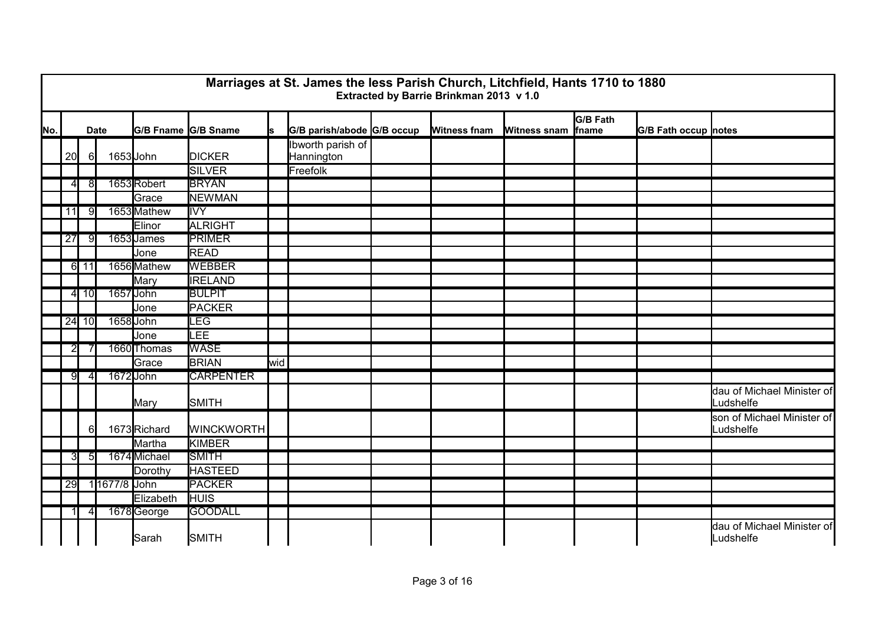## Marriages at St. James the less Parish Church, Litchfield, Hants 1710 to 1880

**Extracted by Barrie Brinkman 2013 v 1.0**

| No. | Date | | | G/B Fname | G/B Sname | s | G/B parish/abode | G/B occup | Witness fnam | Witness snam | G/B Fath fname | G/B Fath occup | notes |
|---|---|---|---|---|---|---|---|---|---|---|---|---|---|
| | 20 | 6 | 1653 | John | DICKER | | Ibworth parish of Hannington | | | | | | |
| | | | | | SILVER | | Freefolk | | | | | | |
| | 4 | 8 | 1653 | Robert | BRYAN | | | | | | | | |
| | | | | Grace | NEWMAN | | | | | | | | |
| | 11 | 9 | 1653 | Mathew | IVY | | | | | | | | |
| | | | | Elinor | ALRIGHT | | | | | | | | |
| | 27 | 9 | 1653 | James | PRIMER | | | | | | | | |
| | | | | Jone | READ | | | | | | | | |
| | 6 | 11 | 1656 | Mathew | WEBBER | | | | | | | | |
| | | | | Mary | IRELAND | | | | | | | | |
| | 4 | 10 | 1657 | John | BULPIT | | | | | | | | |
| | | | | Jone | PACKER | | | | | | | | |
| | 24 | 10 | 1658 | John | LEG | | | | | | | | |
| | | | | Jone | LEE | | | | | | | | |
| | 2 | 7 | 1660 | Thomas | WASE | | | | | | | | |
| | | | | Grace | BRIAN | wid | | | | | | | |
| | 9 | 4 | 1672 | John | CARPENTER | | | | | | | | |
| | | | | Mary | SMITH | | | | | | | | dau of Michael Minister of Ludshelfe |
| | | 6 | 1673 | Richard | WINCKWORTH | | | | | | | | son of Michael Minister of Ludshelfe |
| | | | | Martha | KIMBER | | | | | | | | |
| | 3 | 5 | 1674 | Michael | SMITH | | | | | | | | |
| | | | | Dorothy | HASTEED | | | | | | | | |
| | 29 | 1 | 1677/8 | John | PACKER | | | | | | | | |
| | | | | Elizabeth | HUIS | | | | | | | | |
| | 1 | 4 | 1678 | George | GOODALL | | | | | | | | |
| | | | | Sarah | SMITH | | | | | | | | dau of Michael Minister of Ludshelfe |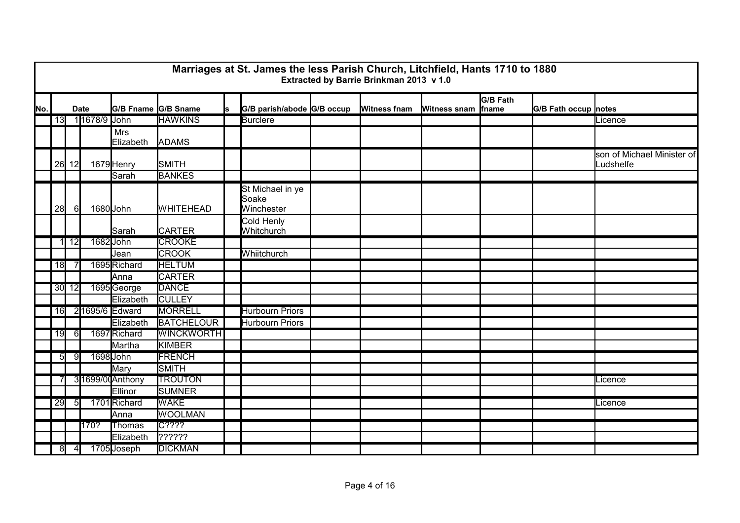# Marriages at St. James the less Parish Church, Litchfield, Hants 1710 to 1880

**Extracted by Barrie Brinkman 2013 v 1.0**

| No. | Date | | | G/B Fname | G/B Sname | s | G/B parish/abode | G/B occup | Witness fnam | Witness snam | G/B Fath fname | G/B Fath occup | notes |
|---|---|---|---|---|---|---|---|---|---|---|---|---|---|
| | 13 | 1 | 1678/9 | John | HAWKINS | | Burclere | | | | | | Licence |
| | | | | Mrs Elizabeth | ADAMS | | | | | | | | |
| | 26 | 12 | 1679 | Henry | SMITH | | | | | | | | son of Michael Minister of Ludshelfe |
| | | | | Sarah | BANKES | | | | | | | | |
| | 28 | 6 | 1680 | John | WHITEHEAD | | St Michael in ye Soake Winchester | | | | | | |
| | | | | Sarah | CARTER | | Cold Henly Whitchurch | | | | | | |
| | 1 | 12 | 1682 | John | CROOKE | | | | | | | | |
| | | | | Jean | CROOK | | Whiitchurch | | | | | | |
| | 18 | 7 | 1695 | Richard | HELTUM | | | | | | | | |
| | | | | Anna | CARTER | | | | | | | | |
| | 30 | 12 | 1695 | George | DANCE | | | | | | | | |
| | | | | Elizabeth | CULLEY | | | | | | | | |
| | 16 | 2 | 1695/6 | Edward | MORRELL | | Hurbourn Priors | | | | | | |
| | | | | Elizabeth | BATCHELOUR | | Hurbourn Priors | | | | | | |
| | 19 | 6 | 1697 | Richard | WINCKWORTH | | | | | | | | |
| | | | | Martha | KIMBER | | | | | | | | |
| | 5 | 9 | 1698 | John | FRENCH | | | | | | | | |
| | | | | Mary | SMITH | | | | | | | | |
| | 7 | 3 | 1699/00 | Anthony | TROUTON | | | | | | | | Licence |
| | | | | Ellinor | SUMNER | | | | | | | | |
| | 29 | 5 | 1701 | Richard | WAKE | | | | | | | | Licence |
| | | | | Anna | WOOLMAN | | | | | | | | |
| | | | 170? | Thomas | C???? | | | | | | | | |
| | | | | Elizabeth | ?????? | | | | | | | | |
| | 8 | 4 | 1705 | Joseph | DICKMAN | | | | | | | | |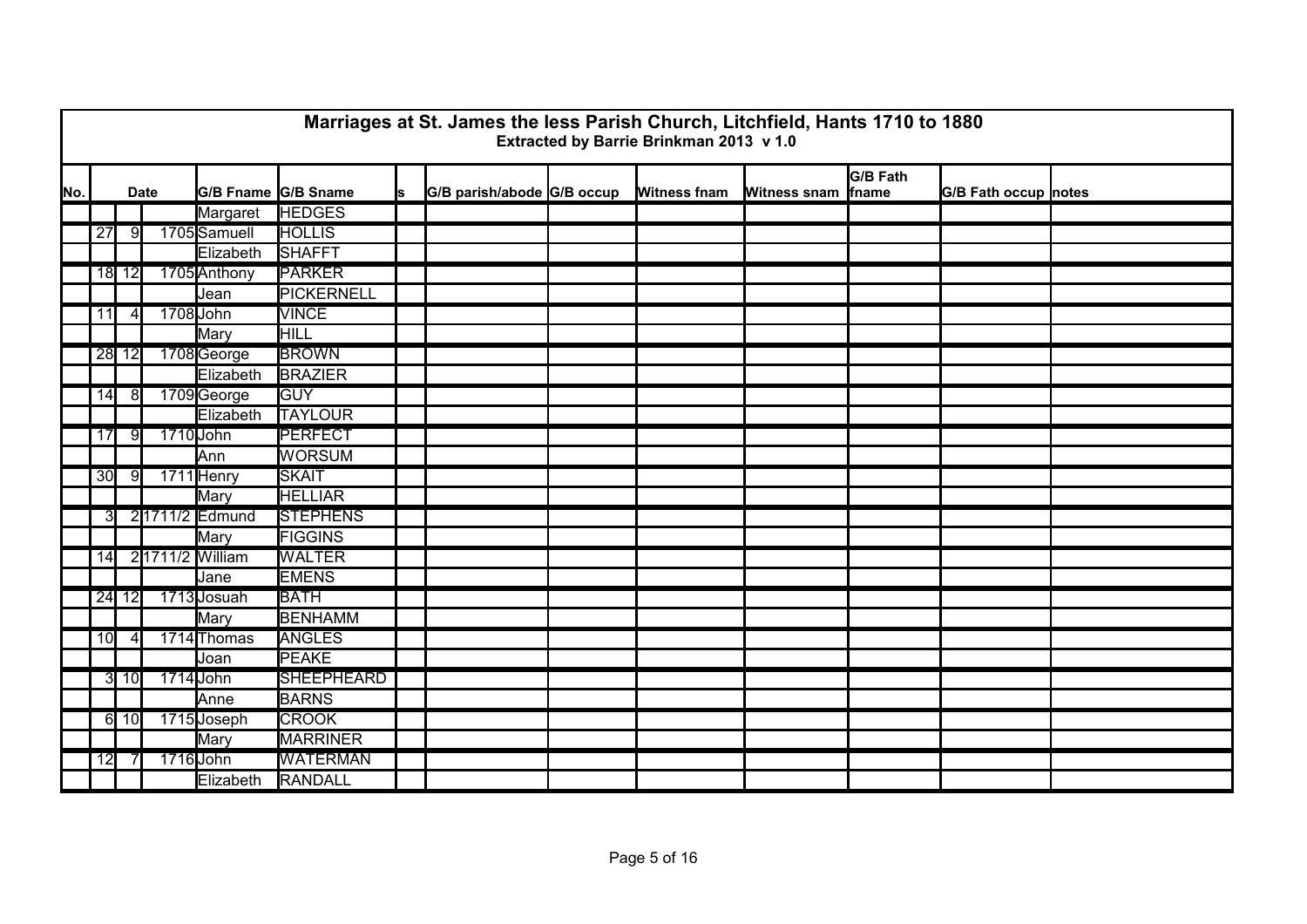# Marriages at St. James the less Parish Church, Litchfield, Hants 1710 to 1880

**Extracted by Barrie Brinkman 2013 v 1.0**

| No. | Date | | | G/B Fname | G/B Sname | s | G/B parish/abode | G/B occup | Witness fnam | Witness snam | G/B Fath fname | G/B Fath occup | notes |
|---|---|---|---|---|---|---|---|---|---|---|---|---|---|
| | | | | Margaret | HEDGES | | | | | | | | |
| | 27 | 9 | 1705 | Samuell | HOLLIS | | | | | | | | |
| | | | | Elizabeth | SHAFFT | | | | | | | | |
| | 18 | 12 | 1705 | Anthony | PARKER | | | | | | | | |
| | | | | Jean | PICKERNELL | | | | | | | | |
| | 11 | 4 | 1708 | John | VINCE | | | | | | | | |
| | | | | Mary | HILL | | | | | | | | |
| | 28 | 12 | 1708 | George | BROWN | | | | | | | | |
| | | | | Elizabeth | BRAZIER | | | | | | | | |
| | 14 | 8 | 1709 | George | GUY | | | | | | | | |
| | | | | Elizabeth | TAYLOUR | | | | | | | | |
| | 17 | 9 | 1710 | John | PERFECT | | | | | | | | |
| | | | | Ann | WORSUM | | | | | | | | |
| | 30 | 9 | 1711 | Henry | SKAIT | | | | | | | | |
| | | | | Mary | HELLIAR | | | | | | | | |
| | 3 | 2 | 1711/2 | Edmund | STEPHENS | | | | | | | | |
| | | | | Mary | FIGGINS | | | | | | | | |
| | 14 | 2 | 1711/2 | William | WALTER | | | | | | | | |
| | | | | Jane | EMENS | | | | | | | | |
| | 24 | 12 | 1713 | Josuah | BATH | | | | | | | | |
| | | | | Mary | BENHAMM | | | | | | | | |
| | 10 | 4 | 1714 | Thomas | ANGLES | | | | | | | | |
| | | | | Joan | PEAKE | | | | | | | | |
| | 3 | 10 | 1714 | John | SHEEPHEARD | | | | | | | | |
| | | | | Anne | BARNS | | | | | | | | |
| | 6 | 10 | 1715 | Joseph | CROOK | | | | | | | | |
| | | | | Mary | MARRINER | | | | | | | | |
| | 12 | 7 | 1716 | John | WATERMAN | | | | | | | | |
| | | | | Elizabeth | RANDALL | | | | | | | | |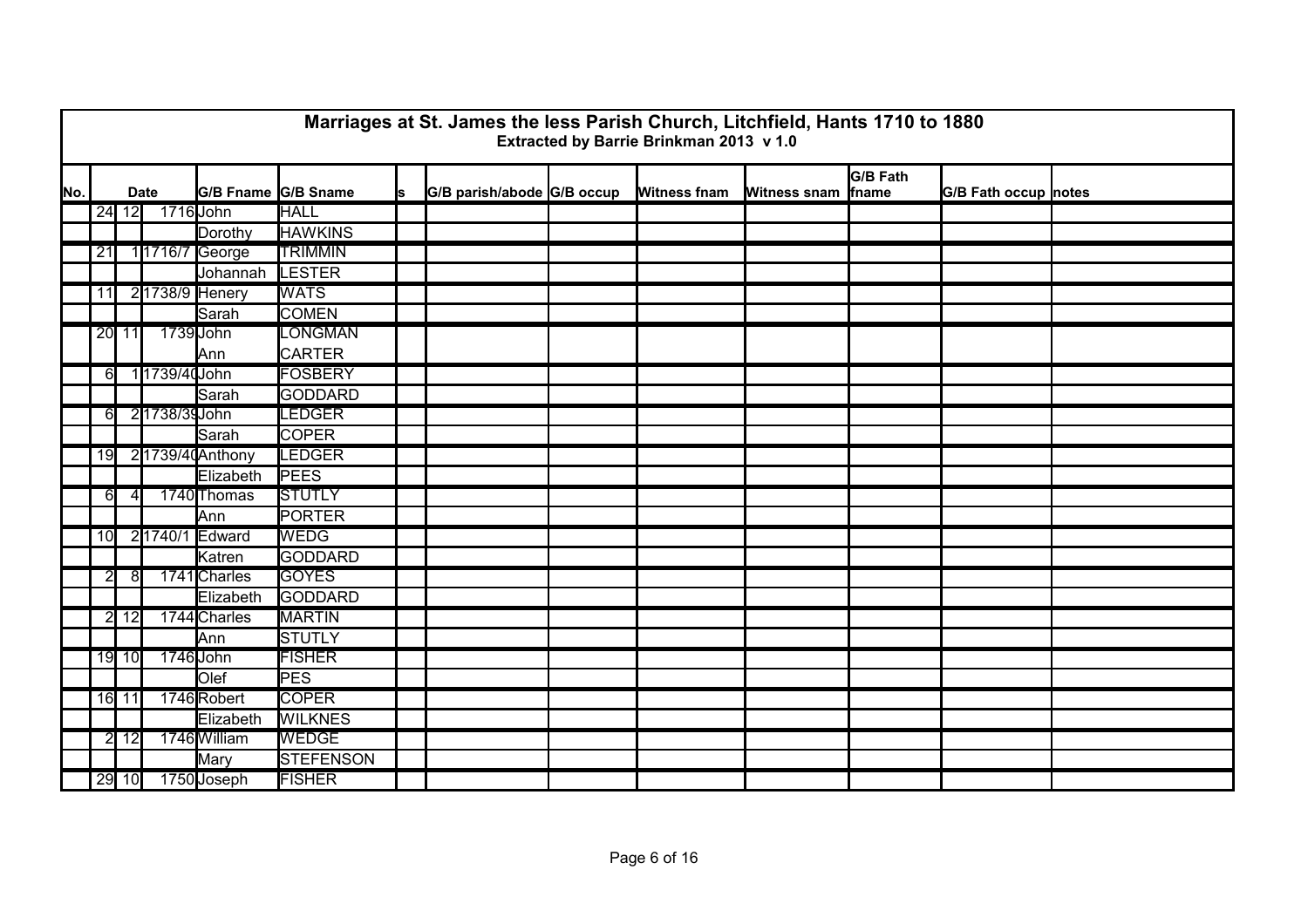# Marriages at St. James the less Parish Church, Litchfield, Hants 1710 to 1880

**Extracted by Barrie Brinkman 2013 v 1.0**

| No. | Date | | | G/B Fname | G/B Sname | s | G/B parish/abode | G/B occup | Witness fnam | Witness snam | G/B Fath fname | G/B Fath occup | notes |
|---|---|---|---|---|---|---|---|---|---|---|---|---|---|
| | 24 | 12 | 1716 | John | HALL | | | | | | | | |
| | | | | Dorothy | HAWKINS | | | | | | | | |
| | 21 | 1 | 1716/7 | George | TRIMMIN | | | | | | | | |
| | | | | Johannah | LESTER | | | | | | | | |
| | 11 | 2 | 1738/9 | Henery | WATS | | | | | | | | |
| | | | | Sarah | COMEN | | | | | | | | |
| | 20 | 11 | 1739 | John | LONGMAN | | | | | | | | |
| | | | | Ann | CARTER | | | | | | | | |
| | 6 | 1 | 1739/40 | John | FOSBERY | | | | | | | | |
| | | | | Sarah | GODDARD | | | | | | | | |
| | 6 | 2 | 1738/39 | John | LEDGER | | | | | | | | |
| | | | | Sarah | COPER | | | | | | | | |
| | 19 | 2 | 1739/40 | Anthony | LEDGER | | | | | | | | |
| | | | | Elizabeth | PEES | | | | | | | | |
| | 6 | 4 | 1740 | Thomas | STUTLY | | | | | | | | |
| | | | | Ann | PORTER | | | | | | | | |
| | 10 | 2 | 1740/1 | Edward | WEDG | | | | | | | | |
| | | | | Katren | GODDARD | | | | | | | | |
| | 2 | 8 | 1741 | Charles | GOYES | | | | | | | | |
| | | | | Elizabeth | GODDARD | | | | | | | | |
| | 2 | 12 | 1744 | Charles | MARTIN | | | | | | | | |
| | | | | Ann | STUTLY | | | | | | | | |
| | 19 | 10 | 1746 | John | FISHER | | | | | | | | |
| | | | | Olef | PES | | | | | | | | |
| | 16 | 11 | 1746 | Robert | COPER | | | | | | | | |
| | | | | Elizabeth | WILKNES | | | | | | | | |
| | 2 | 12 | 1746 | William | WEDGE | | | | | | | | |
| | | | | Mary | STEFENSON | | | | | | | | |
| | 29 | 10 | 1750 | Joseph | FISHER | | | | | | | | |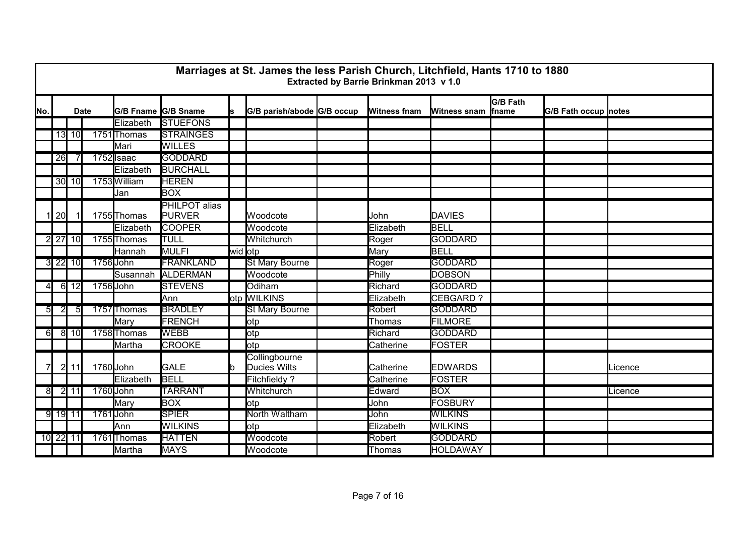# Marriages at St. James the less Parish Church, Litchfield, Hants 1710 to 1880

### Extracted by Barrie Brinkman 2013 v 1.0

| No. | Date | | | G/B Fname | G/B Sname | s | G/B parish/abode | G/B occup | Witness fnam | Witness snam | G/B Fath fname | G/B Fath occup | notes |
|---|---|---|---|---|---|---|---|---|---|---|---|---|---|
| | | | | Elizabeth | STUEFONS | | | | | | | | |
| | 13 | 10 | 1751 | Thomas | STRAINGES | | | | | | | | |
| | | | | Mari | WILLES | | | | | | | | |
| | 26 | 7 | 1752 | Isaac | GODDARD | | | | | | | | |
| | | | | Elizabeth | BURCHALL | | | | | | | | |
| | 30 | 10 | 1753 | William | HEREN | | | | | | | | |
| | | | | Jan | BOX | | | | | | | | |
| 1 | 20 | 1 | 1755 | Thomas | PHILPOT alias PURVER | | Woodcote | | John | DAVIES | | | |
| | | | | Elizabeth | COOPER | | Woodcote | | Elizabeth | BELL | | | |
| 2 | 27 | 10 | 1755 | Thomas | TULL | | Whitchurch | | Roger | GODDARD | | | |
| | | | | Hannah | MULFI | wid | otp | | Mary | BELL | | | |
| 3 | 22 | 10 | 1756 | John | FRANKLAND | | St Mary Bourne | | Roger | GODDARD | | | |
| | | | | Susannah | ALDERMAN | | Woodcote | | Philly | DOBSON | | | |
| 4 | 6 | 12 | 1756 | John | STEVENS | | Odiham | | Richard | GODDARD | | | |
| | | | | Ann | | otp | WILKINS | | Elizabeth | CEBGARD ? | | | |
| 5 | 2 | 5 | 1757 | Thomas | BRADLEY | | St Mary Bourne | | Robert | GODDARD | | | |
| | | | | Mary | FRENCH | | otp | | Thomas | FILMORE | | | |
| 6 | 8 | 10 | 1758 | Thomas | WEBB | | otp | | Richard | GODDARD | | | |
| | | | | Martha | CROOKE | | otp | | Catherine | FOSTER | | | |
| 7 | 2 | 11 | 1760 | John | GALE | b | Collingbourne Ducies Wilts | | Catherine | EDWARDS | | | Licence |
| | | | | Elizabeth | BELL | | Fitchfieldy ? | | Catherine | FOSTER | | | |
| 8 | 2 | 11 | 1760 | John | TARRANT | | Whitchurch | | Edward | BOX | | | Licence |
| | | | | Mary | BOX | | otp | | John | FOSBURY | | | |
| 9 | 19 | 11 | 1761 | John | SPIER | | North Waltham | | John | WILKINS | | | |
| | | | | Ann | WILKINS | | otp | | Elizabeth | WILKINS | | | |
| 10 | 22 | 11 | 1761 | Thomas | HATTEN | | Woodcote | | Robert | GODDARD | | | |
| | | | | Martha | MAYS | | Woodcote | | Thomas | HOLDAWAY | | | |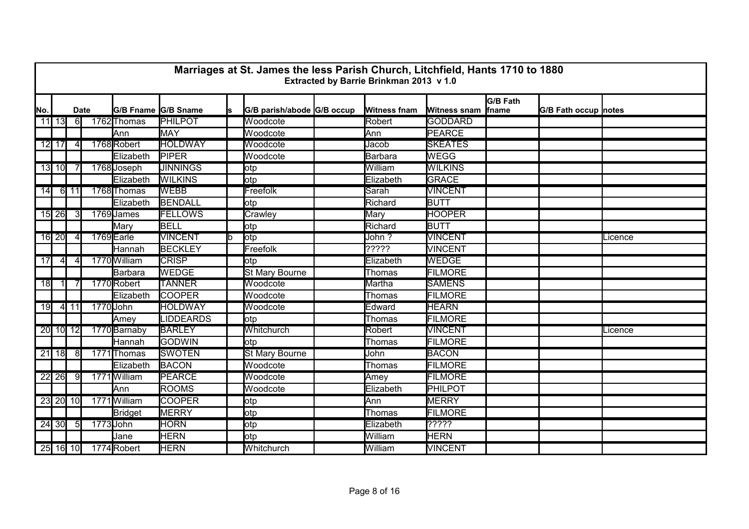# Marriages at St. James the less Parish Church, Litchfield, Hants 1710 to 1880

**Extracted by Barrie Brinkman 2013 v 1.0**

| No. | Date | | | G/B Fname | G/B Sname | s | G/B parish/abode | G/B occup | Witness fname | Witness snam | G/B Fath fname | G/B Fath occup | notes |
|---|---|---|---|---|---|---|---|---|---|---|---|---|---|
| 11 | 13 | 6 | 1762 | Thomas | PHILPOT | | Woodcote | | Robert | GODDARD | | | |
| | | | | Ann | MAY | | Woodcote | | Ann | PEARCE | | | |
| 12 | 17 | 4 | 1768 | Robert | HOLDWAY | | Woodcote | | Jacob | SKEATES | | | |
| | | | | Elizabeth | PIPER | | Woodcote | | Barbara | WEGG | | | |
| 13 | 10 | 7 | 1768 | Joseph | JINNINGS | | otp | | William | WILKINS | | | |
| | | | | Elizabeth | WILKINS | | otp | | Elizabeth | GRACE | | | |
| 14 | 6 | 11 | 1768 | Thomas | WEBB | | Freefolk | | Sarah | VINCENT | | | |
| | | | | Elizabeth | BENDALL | | otp | | Richard | BUTT | | | |
| 15 | 26 | 3 | 1769 | James | FELLOWS | | Crawley | | Mary | HOOPER | | | |
| | | | | Mary | BELL | | otp | | Richard | BUTT | | | |
| 16 | 20 | 4 | 1769 | Earle | VINCENT | b | otp | | John ? | VINCENT | | | Licence |
| | | | | Hannah | BECKLEY | | Freefolk | | ????? | VINCENT | | | |
| 17 | 4 | 4 | 1770 | William | CRISP | | otp | | Elizabeth | WEDGE | | | |
| | | | | Barbara | WEDGE | | St Mary Bourne | | Thomas | FILMORE | | | |
| 18 | 1 | 7 | 1770 | Robert | TANNER | | Woodcote | | Martha | SAMENS | | | |
| | | | | Elizabeth | COOPER | | Woodcote | | Thomas | FILMORE | | | |
| 19 | 4 | 11 | 1770 | John | HOLDWAY | | Woodcote | | Edward | HEARN | | | |
| | | | | Amey | LIDDEARDS | | otp | | Thomas | FILMORE | | | |
| 20 | 10 | 12 | 1770 | Barnaby | BARLEY | | Whitchurch | | Robert | VINCENT | | | Licence |
| | | | | Hannah | GODWIN | | otp | | Thomas | FILMORE | | | |
| 21 | 18 | 8 | 1771 | Thomas | SWOTEN | | St Mary Bourne | | John | BACON | | | |
| | | | | Elizabeth | BACON | | Woodcote | | Thomas | FILMORE | | | |
| 22 | 26 | 9 | 1771 | William | PEARCE | | Woodcote | | Amey | FILMORE | | | |
| | | | | Ann | ROOMS | | Woodcote | | Elizabeth | PHILPOT | | | |
| 23 | 20 | 10 | 1771 | William | COOPER | | otp | | Ann | MERRY | | | |
| | | | | Bridget | MERRY | | otp | | Thomas | FILMORE | | | |
| 24 | 30 | 5 | 1773 | John | HORN | | otp | | Elizabeth | ????? | | | |
| | | | | Jane | HERN | | otp | | William | HERN | | | |
| 25 | 16 | 10 | 1774 | Robert | HERN | | Whitchurch | | William | VINCENT | | | |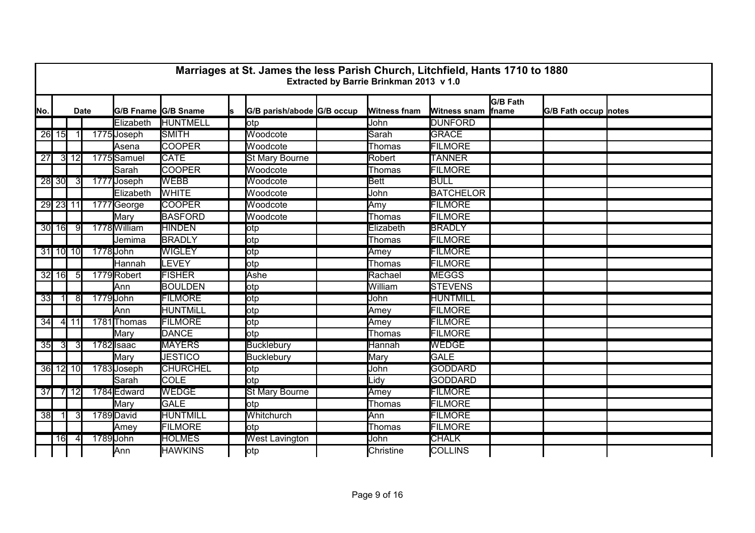# Marriages at St. James the less Parish Church, Litchfield, Hants 1710 to 1880

**Extracted by Barrie Brinkman 2013 v 1.0**

| No. | Date | | | G/B Fname | G/B Sname | s | G/B parish/abode | G/B occup | Witness fnam | Witness snam | G/B Fath fname | G/B Fath occup | notes |
|---|---|---|---|---|---|---|---|---|---|---|---|---|---|
| | | | | Elizabeth | HUNTMELL | | otp | | John | DUNFORD | | | |
| 26 | 15 | 1 | 1775 | Joseph | SMITH | | Woodcote | | Sarah | GRACE | | | |
| | | | | Asena | COOPER | | Woodcote | | Thomas | FILMORE | | | |
| 27 | 3 | 12 | 1775 | Samuel | CATE | | St Mary Bourne | | Robert | TANNER | | | |
| | | | | Sarah | COOPER | | Woodcote | | Thomas | FILMORE | | | |
| 28 | 30 | 3 | 1777 | Joseph | WEBB | | Woodcote | | Bett | BULL | | | |
| | | | | Elizabeth | WHITE | | Woodcote | | John | BATCHELOR | | | |
| 29 | 23 | 11 | 1777 | George | COOPER | | Woodcote | | Amy | FILMORE | | | |
| | | | | Mary | BASFORD | | Woodcote | | Thomas | FILMORE | | | |
| 30 | 16 | 9 | 1778 | William | HINDEN | | otp | | Elizabeth | BRADLY | | | |
| | | | | Jemima | BRADLY | | otp | | Thomas | FILMORE | | | |
| 31 | 10 | 10 | 1778 | John | WIGLEY | | otp | | Amey | FILMORE | | | |
| | | | | Hannah | LEVEY | | otp | | Thomas | FILMORE | | | |
| 32 | 16 | 5 | 1779 | Robert | FISHER | | Ashe | | Rachael | MEGGS | | | |
| | | | | Ann | BOULDEN | | otp | | William | STEVENS | | | |
| 33 | 1 | 8 | 1779 | John | FILMORE | | otp | | John | HUNTMILL | | | |
| | | | | Ann | HUNTMiLL | | otp | | Amey | FILMORE | | | |
| 34 | 4 | 11 | 1781 | Thomas | FILMORE | | otp | | Amey | FILMORE | | | |
| | | | | Mary | DANCE | | otp | | Thomas | FILMORE | | | |
| 35 | 3 | 3 | 1782 | Isaac | MAYERS | | Bucklebury | | Hannah | WEDGE | | | |
| | | | | Mary | JESTICO | | Bucklebury | | Mary | GALE | | | |
| 36 | 12 | 10 | 1783 | Joseph | CHURCHEL | | otp | | John | GODDARD | | | |
| | | | | Sarah | COLE | | otp | | Lidy | GODDARD | | | |
| 37 | 7 | 12 | 1784 | Edward | WEDGE | | St Mary Bourne | | Amey | FILMORE | | | |
| | | | | Mary | GALE | | otp | | Thomas | FILMORE | | | |
| 38 | 1 | 3 | 1789 | David | HUNTMILL | | Whitchurch | | Ann | FILMORE | | | |
| | | | | Amey | FILMORE | | otp | | Thomas | FILMORE | | | |
| | 16 | 4 | 1789 | John | HOLMES | | West Lavington | | John | CHALK | | | |
| | | | | Ann | HAWKINS | | otp | | Christine | COLLINS | | | |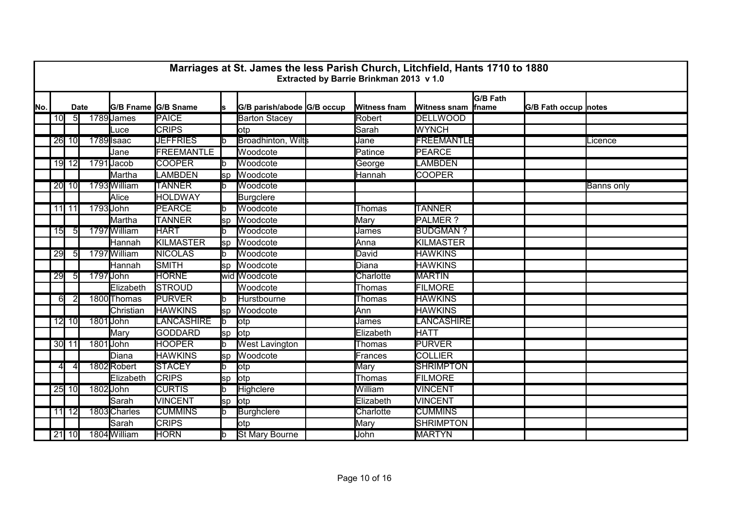# Marriages at St. James the less Parish Church, Litchfield, Hants 1710 to 1880

**Extracted by Barrie Brinkman 2013 v 1.0**

| No. | Date | | | G/B Fname | G/B Sname | s | G/B parish/abode | G/B occup | Witness fnam | Witness snam | G/B Fath fname | G/B Fath occup | notes |
|---|---|---|---|---|---|---|---|---|---|---|---|---|---|
| | 10 | 5 | 1789 | James | PAICE | | Barton Stacey | | Robert | DELLWOOD | | | |
| | | | | Luce | CRIPS | | otp | | Sarah | WYNCH | | | |
| | 26 | 10 | 1789 | Isaac | JEFFRIES | b | Broadhinton, Wilts | | Jane | FREEMANTLE | | | Licence |
| | | | | Jane | FREEMANTLE | | Woodcote | | Patince | PEARCE | | | |
| | 19 | 12 | 1791 | Jacob | COOPER | b | Woodcote | | George | LAMBDEN | | | |
| | | | | Martha | LAMBDEN | sp | Woodcote | | Hannah | COOPER | | | |
| | 20 | 10 | 1793 | William | TANNER | b | Woodcote | | | | | | Banns only |
| | | | | Alice | HOLDWAY | | Burgclere | | | | | | |
| | 11 | 11 | 1793 | John | PEARCE | b | Woodcote | | Thomas | TANNER | | | |
| | | | | Martha | TANNER | sp | Woodcote | | Mary | PALMER ? | | | |
| | 15 | 5 | 1797 | William | HART | b | Woodcote | | James | BUDGMAN ? | | | |
| | | | | Hannah | KILMASTER | sp | Woodcote | | Anna | KILMASTER | | | |
| | 29 | 5 | 1797 | William | NICOLAS | b | Woodcote | | David | HAWKINS | | | |
| | | | | Hannah | SMITH | sp | Woodcote | | Diana | HAWKINS | | | |
| | 29 | 5 | 1797 | John | HORNE | wid | Woodcote | | Charlotte | MARTIN | | | |
| | | | | Elizabeth | STROUD | | Woodcote | | Thomas | FILMORE | | | |
| | 6 | 2 | 1800 | Thomas | PURVER | b | Hurstbourne | | Thomas | HAWKINS | | | |
| | | | | Christian | HAWKINS | sp | Woodcote | | Ann | HAWKINS | | | |
| | 12 | 10 | 1801 | John | LANCASHIRE | b | otp | | James | LANCASHIRE | | | |
| | | | | Mary | GODDARD | sp | otp | | Elizabeth | HATT | | | |
| | 30 | 11 | 1801 | John | HOOPER | b | West Lavington | | Thomas | PURVER | | | |
| | | | | Diana | HAWKINS | sp | Woodcote | | Frances | COLLIER | | | |
| | 4 | 4 | 1802 | Robert | STACEY | b | otp | | Mary | SHRIMPTON | | | |
| | | | | Elizabeth | CRIPS | sp | otp | | Thomas | FILMORE | | | |
| | 25 | 10 | 1802 | John | CURTIS | b | Highclere | | William | VINCENT | | | |
| | | | | Sarah | VINCENT | sp | otp | | Elizabeth | VINCENT | | | |
| | 11 | 12 | 1803 | Charles | CUMMINS | b | Burghclere | | Charlotte | CUMMINS | | | |
| | | | | Sarah | CRIPS | | otp | | Mary | SHRIMPTON | | | |
| | 21 | 10 | 1804 | William | HORN | b | St Mary Bourne | | John | MARTYN | | | |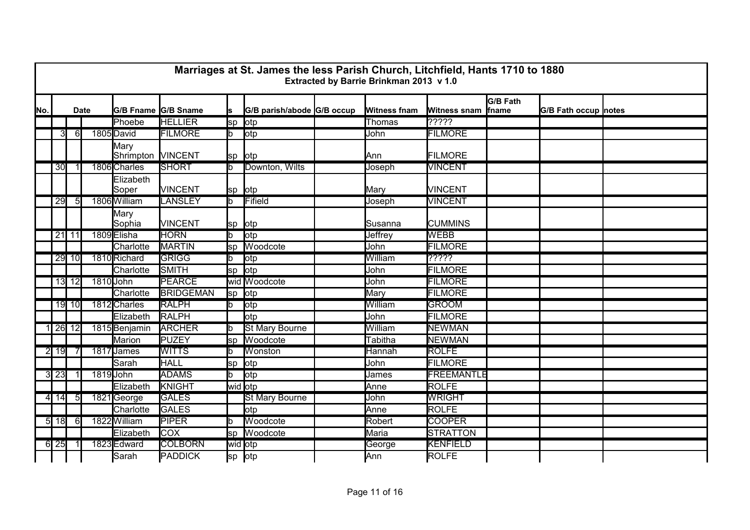# Marriages at St. James the less Parish Church, Litchfield, Hants 1710 to 1880

**Extracted by Barrie Brinkman 2013 v 1.0**

| No. | Date | | | G/B Fname | G/B Sname | s | G/B parish/abode | G/B occup | Witness fnam | Witness snam | G/B Fath fname | G/B Fath occup | notes |
|---|---|---|---|---|---|---|---|---|---|---|---|---|---|
| | | | | Phoebe | HELLIER | sp | otp | | Thomas | ????? | | | |
| | 3 | 6 | 1805 | David | FILMORE | b | otp | | John | FILMORE | | | |
| | | | | Mary Shrimpton | VINCENT | sp | otp | | Ann | FILMORE | | | |
| | 30 | 1 | 1806 | Charles | SHORT | b | Downton, Wilts | | Joseph | VINCENT | | | |
| | | | | Elizabeth Soper | VINCENT | sp | otp | | Mary | VINCENT | | | |
| | 29 | 5 | 1806 | William | LANSLEY | b | Fifield | | Joseph | VINCENT | | | |
| | | | | Mary Sophia | VINCENT | sp | otp | | Susanna | CUMMINS | | | |
| | 21 | 11 | 1809 | Elisha | HORN | b | otp | | Jeffrey | WEBB | | | |
| | | | | Charlotte | MARTIN | sp | Woodcote | | John | FILMORE | | | |
| | 29 | 10 | 1810 | Richard | GRIGG | b | otp | | William | ????? | | | |
| | | | | Charlotte | SMITH | sp | otp | | John | FILMORE | | | |
| | 13 | 12 | 1810 | John | PEARCE | wid | Woodcote | | John | FILMORE | | | |
| | | | | Charlotte | BRIDGEMAN | sp | otp | | Mary | FILMORE | | | |
| | 19 | 10 | 1812 | Charles | RALPH | b | otp | | William | GROOM | | | |
| | | | | Elizabeth | RALPH | | otp | | John | FILMORE | | | |
| 1 | 26 | 12 | 1815 | Benjamin | ARCHER | b | St Mary Bourne | | William | NEWMAN | | | |
| | | | | Marion | PUZEY | sp | Woodcote | | Tabitha | NEWMAN | | | |
| 2 | 19 | 7 | 1817 | James | WITTS | b | Wonston | | Hannah | ROLFE | | | |
| | | | | Sarah | HALL | sp | otp | | John | FILMORE | | | |
| 3 | 23 | 1 | 1819 | John | ADAMS | b | otp | | James | FREEMANTLE | | | |
| | | | | Elizabeth | KNIGHT | wid | otp | | Anne | ROLFE | | | |
| 4 | 14 | 5 | 1821 | George | GALES | | St Mary Bourne | | John | WRIGHT | | | |
| | | | | Charlotte | GALES | | otp | | Anne | ROLFE | | | |
| 5 | 18 | 6 | 1822 | William | PIPER | b | Woodcote | | Robert | COOPER | | | |
| | | | | Elizabeth | COX | sp | Woodcote | | Maria | STRATTON | | | |
| 6 | 25 | 1 | 1823 | Edward | COLBORN | wid | otp | | George | KENFIELD | | | |
| | | | | Sarah | PADDICK | sp | otp | | Ann | ROLFE | | | |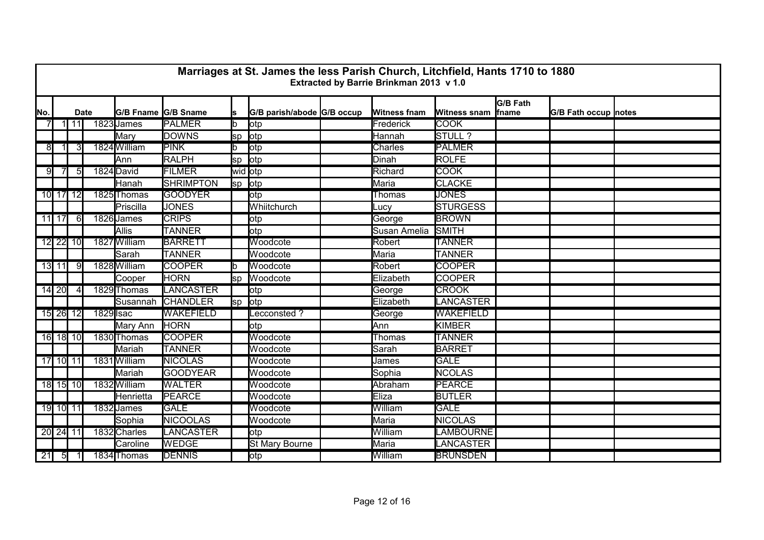# Marriages at St. James the less Parish Church, Litchfield, Hants 1710 to 1880

**Extracted by Barrie Brinkman 2013 v 1.0**

| No. | Date | | | G/B Fname | G/B Sname | s | G/B parish/abode | G/B occup | Witness fnam | Witness snam | G/B Fath fname | G/B Fath occup | notes |
|---|---|---|---|---|---|---|---|---|---|---|---|---|---|
| 7 | 1 | 11 | 1823 | James | PALMER | b | otp | | Frederick | COOK | | | |
| | | | | Mary | DOWNS | sp | otp | | Hannah | STULL ? | | | |
| 8 | 1 | 3 | 1824 | William | PINK | b | otp | | Charles | PALMER | | | |
| | | | | Ann | RALPH | sp | otp | | Dinah | ROLFE | | | |
| 9 | 7 | 5 | 1824 | David | FILMER | wid | otp | | Richard | COOK | | | |
| | | | | Hanah | SHRIMPTON | sp | otp | | Maria | CLACKE | | | |
| 10 | 17 | 12 | 1825 | Thomas | GOODYER | | otp | | Thomas | JONES | | | |
| | | | | Priscilla | JONES | | Whiitchurch | | Lucy | STURGESS | | | |
| 11 | 17 | 6 | 1826 | James | CRIPS | | otp | | George | BROWN | | | |
| | | | | Allis | TANNER | | otp | | Susan Amelia | SMITH | | | |
| 12 | 22 | 10 | 1827 | William | BARRETT | | Woodcote | | Robert | TANNER | | | |
| | | | | Sarah | TANNER | | Woodcote | | Maria | TANNER | | | |
| 13 | 11 | 9 | 1828 | William | COOPER | b | Woodcote | | Robert | COOPER | | | |
| | | | | Cooper | HORN | sp | Woodcote | | Elizabeth | COOPER | | | |
| 14 | 20 | 4 | 1829 | Thomas | LANCASTER | | otp | | George | CROOK | | | |
| | | | | Susannah | CHANDLER | sp | otp | | Elizabeth | LANCASTER | | | |
| 15 | 26 | 12 | 1829 | Isac | WAKEFIELD | | Lecconsted ? | | George | WAKEFIELD | | | |
| | | | | Mary Ann | HORN | | otp | | Ann | KIMBER | | | |
| 16 | 18 | 10 | 1830 | Thomas | COOPER | | Woodcote | | Thomas | TANNER | | | |
| | | | | Mariah | TANNER | | Woodcote | | Sarah | BARRET | | | |
| 17 | 10 | 11 | 1831 | William | NICOLAS | | Woodcote | | James | GALE | | | |
| | | | | Mariah | GOODYEAR | | Woodcote | | Sophia | NCOLAS | | | |
| 18 | 15 | 10 | 1832 | William | WALTER | | Woodcote | | Abraham | PEARCE | | | |
| | | | | Henrietta | PEARCE | | Woodcote | | Eliza | BUTLER | | | |
| 19 | 10 | 11 | 1832 | James | GALE | | Woodcote | | William | GALE | | | |
| | | | | Sophia | NICOOLAS | | Woodcote | | Maria | NICOLAS | | | |
| 20 | 24 | 11 | 1832 | Charles | LANCASTER | | otp | | William | LAMBOURNE | | | |
| | | | | Caroline | WEDGE | | St Mary Bourne | | Maria | LANCASTER | | | |
| 21 | 5 | 1 | 1834 | Thomas | DENNIS | | otp | | William | BRUNSDEN | | | |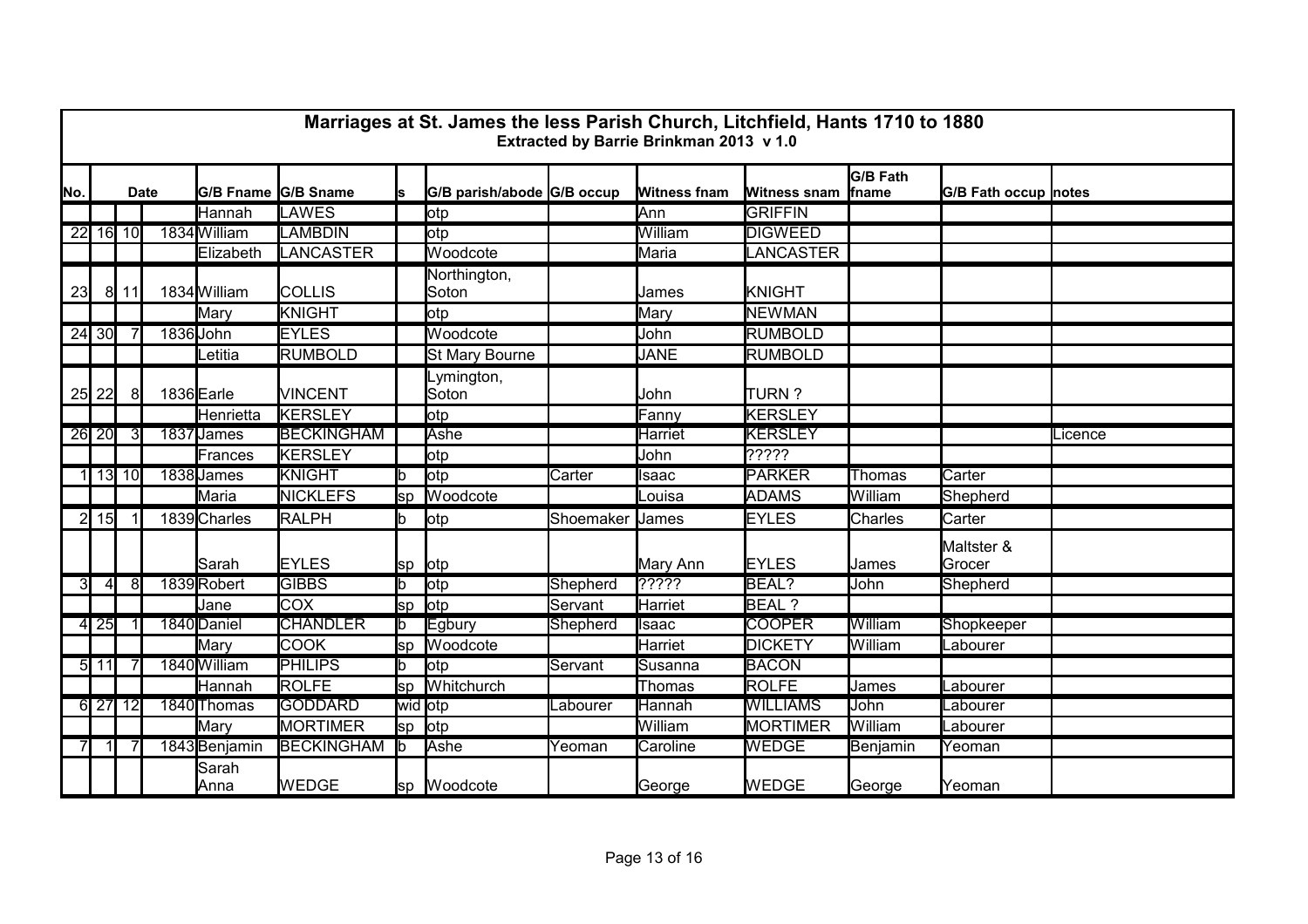# Marriages at St. James the less Parish Church, Litchfield, Hants 1710 to 1880

**Extracted by Barrie Brinkman 2013 v 1.0**

| No. | Date | | | G/B Fname | G/B Sname | s | G/B parish/abode | G/B occup | Witness fnam | Witness snam | G/B Fath fname | G/B Fath occup | notes |
|---|---|---|---|---|---|---|---|---|---|---|---|---|---|
| | | | | Hannah | LAWES | | otp | | Ann | GRIFFIN | | | |
| 22 | 16 | 10 | 1834 | William | LAMBDIN | | otp | | William | DIGWEED | | | |
| | | | | Elizabeth | LANCASTER | | Woodcote | | Maria | LANCASTER | | | |
| 23 | 8 | 11 | 1834 | William | COLLIS | | Northington, Soton | | James | KNIGHT | | | |
| | | | | Mary | KNIGHT | | otp | | Mary | NEWMAN | | | |
| 24 | 30 | 7 | 1836 | John | EYLES | | Woodcote | | John | RUMBOLD | | | |
| | | | | Letitia | RUMBOLD | | St Mary Bourne | | JANE | RUMBOLD | | | |
| 25 | 22 | 8 | 1836 | Earle | VINCENT | | Lymington, Soton | | John | TURN ? | | | |
| | | | | Henrietta | KERSLEY | | otp | | Fanny | KERSLEY | | | |
| 26 | 20 | 3 | 1837 | James | BECKINGHAM | | Ashe | | Harriet | KERSLEY | | | Licence |
| | | | | Frances | KERSLEY | | otp | | John | ????? | | | |
| 1 | 13 | 10 | 1838 | James | KNIGHT | b | otp | Carter | Isaac | PARKER | Thomas | Carter | |
| | | | | Maria | NICKLEFS | sp | Woodcote | | Louisa | ADAMS | William | Shepherd | |
| 2 | 15 | 1 | 1839 | Charles | RALPH | b | otp | Shoemaker | James | EYLES | Charles | Carter | |
| | | | | Sarah | EYLES | sp | otp | | Mary Ann | EYLES | James | Maltster & Grocer | |
| 3 | 4 | 8 | 1839 | Robert | GIBBS | b | otp | Shepherd | ????? | BEAL? | John | Shepherd | |
| | | | | Jane | COX | sp | otp | Servant | Harriet | BEAL ? | | | |
| 4 | 25 | 1 | 1840 | Daniel | CHANDLER | b | Egbury | Shepherd | Isaac | COOPER | William | Shopkeeper | |
| | | | | Mary | COOK | sp | Woodcote | | Harriet | DICKETY | William | Labourer | |
| 5 | 11 | 7 | 1840 | William | PHILIPS | b | otp | Servant | Susanna | BACON | | | |
| | | | | Hannah | ROLFE | sp | Whitchurch | | Thomas | ROLFE | James | Labourer | |
| 6 | 27 | 12 | 1840 | Thomas | GODDARD | wid | otp | Labourer | Hannah | WILLIAMS | John | Labourer | |
| | | | | Mary | MORTIMER | sp | otp | | William | MORTIMER | William | Labourer | |
| 7 | 1 | 7 | 1843 | Benjamin | BECKINGHAM | b | Ashe | Yeoman | Caroline | WEDGE | Benjamin | Yeoman | |
| | | | | Sarah Anna | WEDGE | sp | Woodcote | | George | WEDGE | George | Yeoman | |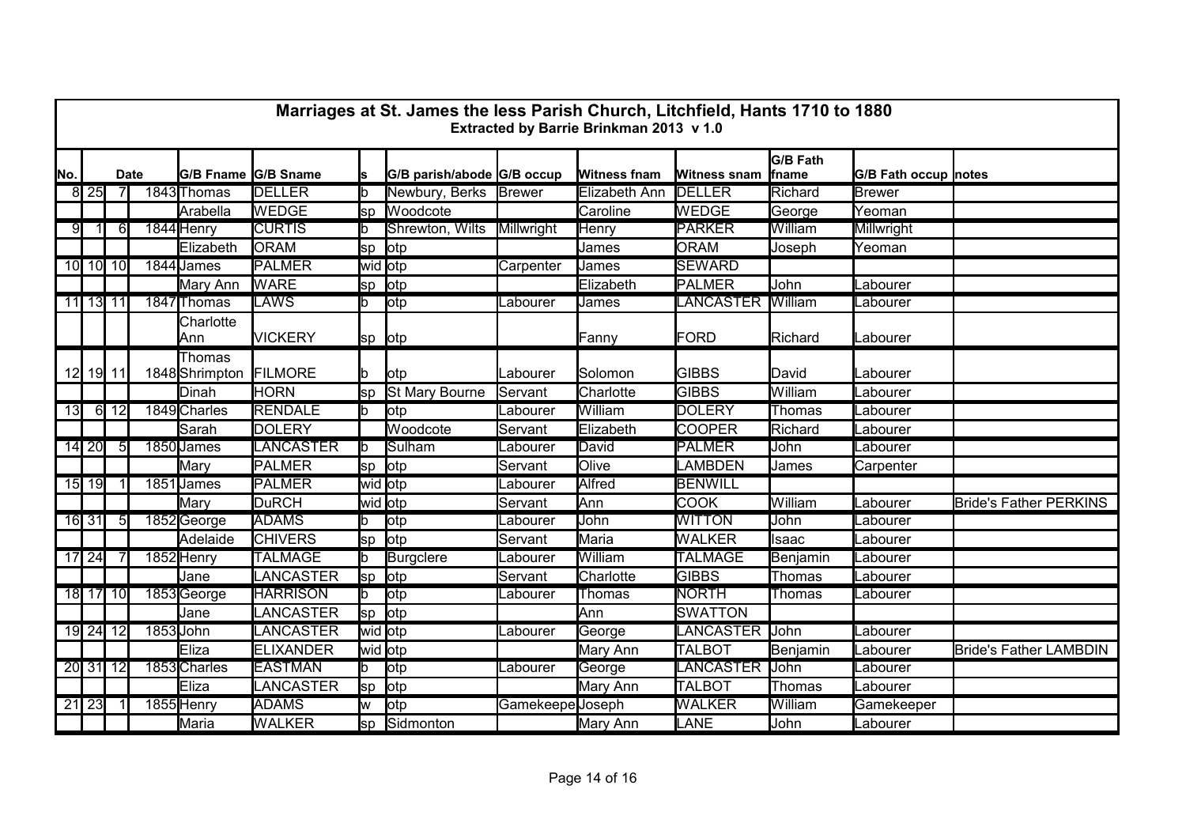## Marriages at St. James the less Parish Church, Litchfield, Hants 1710 to 1880

**Extracted by Barrie Brinkman 2013 v 1.0**

| No. | Date | | | G/B Fname | G/B Sname | s | G/B parish/abode | G/B occup | Witness fnam | Witness snam | G/B Fath fname | G/B Fath occup | notes |
|---|---|---|---|---|---|---|---|---|---|---|---|---|---|
| 8 | 25 | 7 | 1843 | Thomas | DELLER | b | Newbury, Berks | Brewer | Elizabeth Ann | DELLER | Richard | Brewer | |
| | | | | Arabella | WEDGE | sp | Woodcote | | Caroline | WEDGE | George | Yeoman | |
| 9 | 1 | 6 | 1844 | Henry | CURTIS | b | Shrewton, Wilts | Millwright | Henry | PARKER | William | Millwright | |
| | | | | Elizabeth | ORAM | sp | otp | | James | ORAM | Joseph | Yeoman | |
| 10 | 10 | 10 | 1844 | James | PALMER | wid | otp | Carpenter | James | SEWARD | | | |
| | | | | Mary Ann | WARE | sp | otp | | Elizabeth | PALMER | John | Labourer | |
| 11 | 13 | 11 | 1847 | Thomas | LAWS | b | otp | Labourer | James | LANCASTER | William | Labourer | |
| | | | | Charlotte Ann | VICKERY | sp | otp | | Fanny | FORD | Richard | Labourer | |
| 12 | 19 | 11 | 1848 | Thomas Shrimpton | FILMORE | b | otp | Labourer | Solomon | GIBBS | David | Labourer | |
| | | | | Dinah | HORN | sp | St Mary Bourne | Servant | Charlotte | GIBBS | William | Labourer | |
| 13 | 6 | 12 | 1849 | Charles | RENDALE | b | otp | Labourer | William | DOLERY | Thomas | Labourer | |
| | | | | Sarah | DOLERY | | Woodcote | Servant | Elizabeth | COOPER | Richard | Labourer | |
| 14 | 20 | 5 | 1850 | James | LANCASTER | b | Sulham | Labourer | David | PALMER | John | Labourer | |
| | | | | Mary | PALMER | sp | otp | Servant | Olive | LAMBDEN | James | Carpenter | |
| 15 | 19 | 1 | 1851 | James | PALMER | wid | otp | Labourer | Alfred | BENWILL | | | |
| | | | | Mary | DuRCH | wid | otp | Servant | Ann | COOK | William | Labourer | Bride's Father PERKINS |
| 16 | 31 | 5 | 1852 | George | ADAMS | b | otp | Labourer | John | WITTON | John | Labourer | |
| | | | | Adelaide | CHIVERS | sp | otp | Servant | Maria | WALKER | Isaac | Labourer | |
| 17 | 24 | 7 | 1852 | Henry | TALMAGE | b | Burgclere | Labourer | William | TALMAGE | Benjamin | Labourer | |
| | | | | Jane | LANCASTER | sp | otp | Servant | Charlotte | GIBBS | Thomas | Labourer | |
| 18 | 17 | 10 | 1853 | George | HARRISON | b | otp | Labourer | Thomas | NORTH | Thomas | Labourer | |
| | | | | Jane | LANCASTER | sp | otp | | Ann | SWATTON | | | |
| 19 | 24 | 12 | 1853 | John | LANCASTER | wid | otp | Labourer | George | LANCASTER | John | Labourer | |
| | | | | Eliza | ELIXANDER | wid | otp | | Mary Ann | TALBOT | Benjamin | Labourer | Bride's Father LAMBDIN |
| 20 | 31 | 12 | 1853 | Charles | EASTMAN | b | otp | Labourer | George | LANCASTER | John | Labourer | |
| | | | | Eliza | LANCASTER | sp | otp | | Mary Ann | TALBOT | Thomas | Labourer | |
| 21 | 23 | 1 | 1855 | Henry | ADAMS | w | otp | Gamekeepe | Joseph | WALKER | William | Gamekeeper | |
| | | | | Maria | WALKER | sp | Sidmonton | | Mary Ann | LANE | John | Labourer | |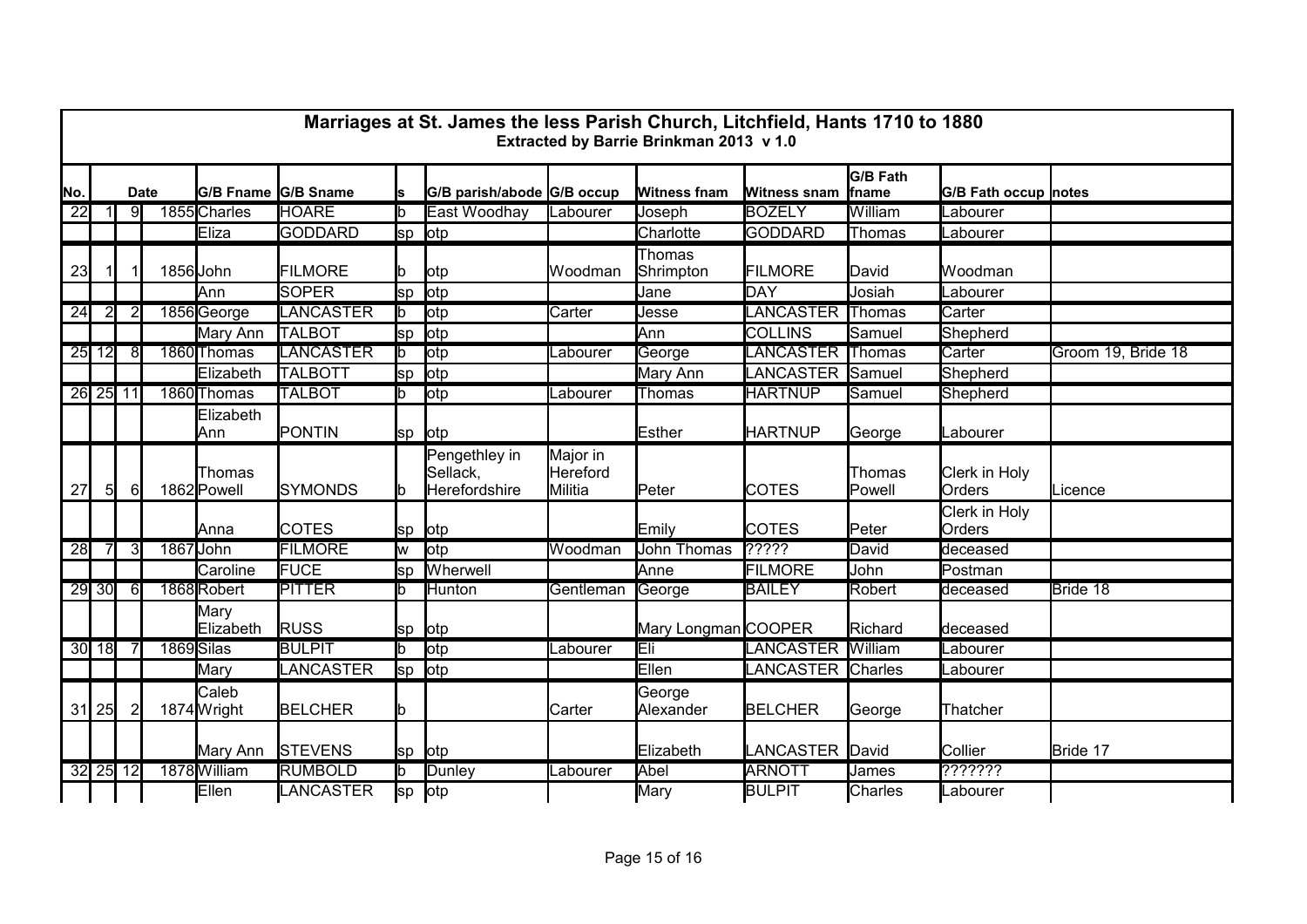# Marriages at St. James the less Parish Church, Litchfield, Hants 1710 to 1880

### Extracted by Barrie Brinkman 2013 v 1.0

| No. | Date | | | G/B Fname | G/B Sname | s | G/B parish/abode | G/B occup | Witness fnam | Witness snam | G/B Fath fname | G/B Fath occup | notes |
|---|---|---|---|---|---|---|---|---|---|---|---|---|---|
| 22 | 1 | 9 | 1855 | Charles | HOARE | b | East Woodhay | Labourer | Joseph | BOZELY | William | Labourer | |
| | | | | Eliza | GODDARD | sp | otp | | Charlotte | GODDARD | Thomas | Labourer | |
| 23 | 1 | 1 | 1856 | John | FILMORE | b | otp | Woodman | Thomas Shrimpton | FILMORE | David | Woodman | |
| | | | | Ann | SOPER | sp | otp | | Jane | DAY | Josiah | Labourer | |
| 24 | 2 | 2 | 1856 | George | LANCASTER | b | otp | Carter | Jesse | LANCASTER | Thomas | Carter | |
| | | | | Mary Ann | TALBOT | sp | otp | | Ann | COLLINS | Samuel | Shepherd | |
| 25 | 12 | 8 | 1860 | Thomas | LANCASTER | b | otp | Labourer | George | LANCASTER | Thomas | Carter | Groom 19, Bride 18 |
| | | | | Elizabeth | TALBOTT | sp | otp | | Mary Ann | LANCASTER | Samuel | Shepherd | |
| 26 | 25 | 11 | 1860 | Thomas | TALBOT | b | otp | Labourer | Thomas | HARTNUP | Samuel | Shepherd | |
| | | | | Elizabeth Ann | PONTIN | sp | otp | | Esther | HARTNUP | George | Labourer | |
| 27 | 5 | 6 | 1862 | Thomas Powell | SYMONDS | b | Pengethley in Sellack, Herefordshire | Major in Hereford Militia | Peter | COTES | Thomas Powell | Clerk in Holy Orders | Licence |
| | | | | Anna | COTES | sp | otp | | Emily | COTES | Peter | Clerk in Holy Orders | |
| 28 | 7 | 3 | 1867 | John | FILMORE | w | otp | Woodman | John Thomas | ????? | David | deceased | |
| | | | | Caroline | FUCE | sp | Wherwell | | Anne | FILMORE | John | Postman | |
| 29 | 30 | 6 | 1868 | Robert | PITTER | b | Hunton | Gentleman | George | BAILEY | Robert | deceased | Bride 18 |
| | | | | Mary Elizabeth | RUSS | sp | otp | | Mary Longman | COOPER | Richard | deceased | |
| 30 | 18 | 7 | 1869 | Silas | BULPIT | b | otp | Labourer | Eli | LANCASTER | William | Labourer | |
| | | | | Mary | LANCASTER | sp | otp | | Ellen | LANCASTER | Charles | Labourer | |
| 31 | 25 | 2 | 1874 | Caleb Wright | BELCHER | b | | Carter | George Alexander | BELCHER | George | Thatcher | |
| | | | | Mary Ann | STEVENS | sp | otp | | Elizabeth | LANCASTER | David | Collier | Bride 17 |
| 32 | 25 | 12 | 1878 | William | RUMBOLD | b | Dunley | Labourer | Abel | ARNOTT | James | ??????? | |
| | | | | Ellen | LANCASTER | sp | otp | | Mary | BULPIT | Charles | Labourer | |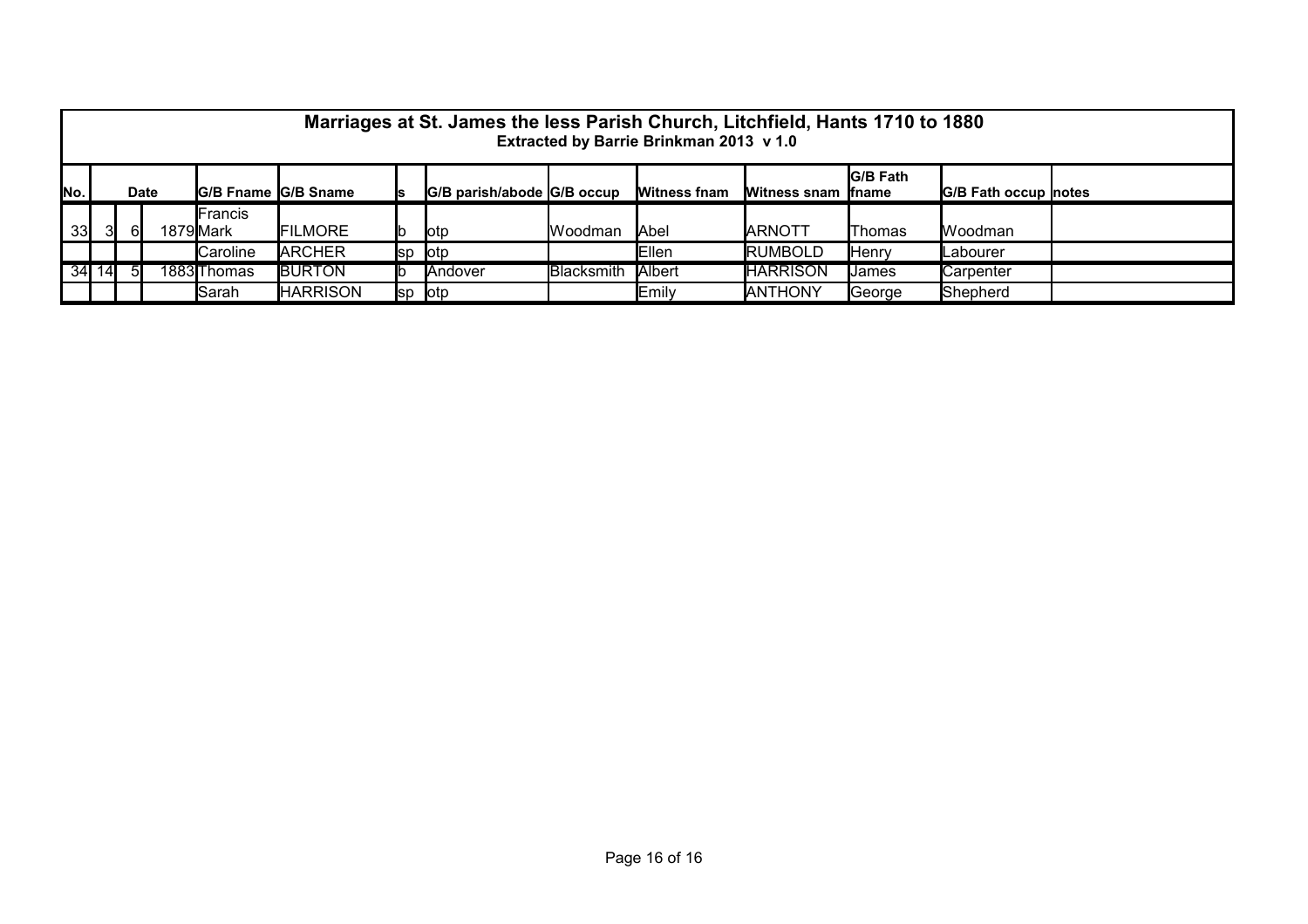# Marriages at St. James the less Parish Church, Litchfield, Hants 1710 to 1880

**Extracted by Barrie Brinkman 2013 v 1.0**

| No. | Date | | | G/B Fname | G/B Sname | s | G/B parish/abode | G/B occup | Witness fnam | Witness snam | G/B Fath fname | G/B Fath occup | notes |
|---|---|---|---|---|---|---|---|---|---|---|---|---|---|
| 33 | 3 | 6 | 1879 | Francis Mark | FILMORE | b | otp | Woodman | Abel | ARNOTT | Thomas | Woodman | |
| | | | | Caroline | ARCHER | sp | otp | | Ellen | RUMBOLD | Henry | Labourer | |
| 34 | 14 | 5 | 1883 | Thomas | BURTON | b | Andover | Blacksmith | Albert | HARRISON | James | Carpenter | |
| | | | | Sarah | HARRISON | sp | otp | | Emily | ANTHONY | George | Shepherd | |